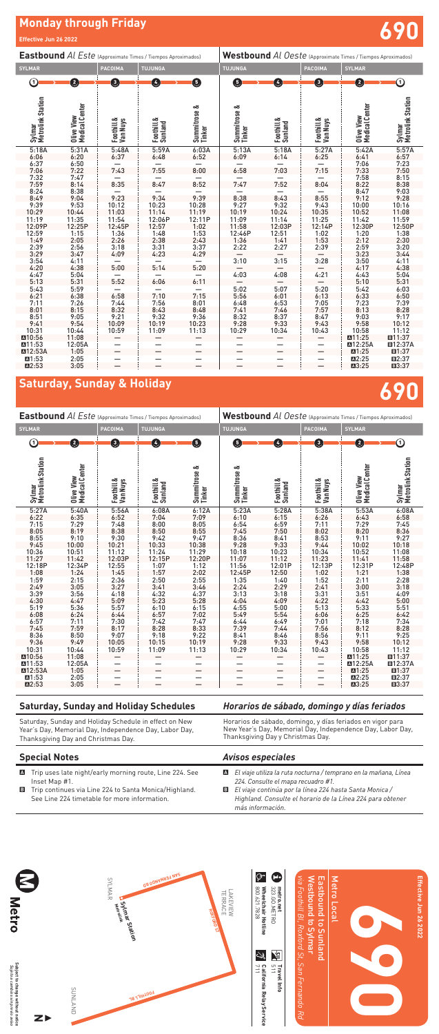# Monday through Friday

**690**

Effective Jun 26 2022

| Eastbound *Al Este* (Approximate Times / Tiempos Aproximados) | | | | | Westbound *Al Oeste* (Approximate Times / Tiempos Aproximados) | | | | |
|---|---|---|---|---|---|---|---|---|---|
| SYLMAR | | PACOIMA | TUJUNGA | | TUJUNGA | | PACOIMA | SYLMAR | |
| 1 | 2 | 3 | 4 | 5 | 5 | 4 | 3 | 2 | 1 |
| Sylmar Metrolink Station | Olive View Medical Center | Foothill & Van Nuys | Foothill & Sunland | Summitrose & Tinker | Summitrose & Tinker | Foothill & Sunland | Foothill & Van Nuys | Olive View Medical Center | Sylmar Metrolink Station |
| 5:18A | 5:31A | 5:48A | 5:59A | 6:03A | 5:13A | 5:18A | 5:27A | 5:42A | 5:57A |
| 6:06 | 6:20 | 6:37 | 6:48 | 6:52 | 6:09 | 6:14 | 6:25 | 6:41 | 6:57 |
| 6:37 | 6:50 | — | — | — | — | — | — | 7:04 | 7:23 |
| 7:06 | 7:22 | 7:43 | 7:55 | 8:00 | 6:58 | 7:03 | 7:15 | 7:33 | 7:50 |
| 7:32 | 7:47 | — | — | — | — | — | — | 7:58 | 8:15 |
| 7:59 | 8:14 | 8:35 | 8:47 | 8:52 | 7:47 | 7:52 | 8:04 | 8:22 | 8:38 |
| 8:24 | 8:38 | — | — | — | — | — | — | 8:47 | 9:03 |
| 8:49 | 9:04 | 9:23 | 9:34 | 9:39 | 8:38 | 8:43 | 8:55 | 9:12 | 9:28 |
| 9:39 | 9:53 | 10:12 | 10:23 | 10:28 | 9:27 | 9:32 | 9:43 | 10:00 | 10:16 |
| 10:29 | 10:44 | 11:03 | 11:14 | 11:19 | 10:19 | 10:24 | 10:35 | 10:52 | 11:08 |
| 11:19 | 11:35 | 11:54 | 12:06P | 12:11P | 11:09 | 11:14 | 11:25 | 11:42 | 11:59 |
| 12:09P | 12:25P | 12:45P | 12:57 | 1:02 | 11:58 | 12:03P | 12:14P | 12:30P | 12:50P |
| 12:59 | 1:15 | 1:36 | 1:48 | 1:53 | 12:46P | 12:51 | 1:02 | 1:20 | 1:38 |
| 1:49 | 2:05 | 2:26 | 2:38 | 2:43 | 1:36 | 1:41 | 1:53 | 2:12 | 2:30 |
| 2:39 | 2:56 | 3:18 | 3:31 | 3:37 | 2:22 | 2:27 | 2:39 | 2:59 | 3:20 |
| 3:29 | 3:47 | 4:09 | 4:23 | 4:29 | — | — | — | 3:23 | 3:44 |
| 3:54 | 4:11 | — | — | — | 3:10 | 3:15 | 3:28 | 3:50 | 4:11 |
| 4:20 | 4:38 | 5:00 | 5:14 | 5:20 | — | — | — | 4:17 | 4:38 |
| 4:47 | 5:04 | — | — | — | 4:03 | 4:08 | 4:21 | 4:43 | 5:04 |
| 5:13 | 5:31 | 5:52 | 6:06 | 6:11 | — | — | — | 5:10 | 5:31 |
| 5:43 | 5:59 | — | — | — | 5:02 | 5:07 | 5:20 | 5:42 | 6:03 |
| 6:21 | 6:38 | 6:58 | 7:10 | 7:15 | 5:56 | 6:01 | 6:13 | 6:33 | 6:50 |
| 7:11 | 7:26 | 7:44 | 7:56 | 8:01 | 6:48 | 6:53 | 7:05 | 7:23 | 7:39 |
| 8:01 | 8:15 | 8:32 | 8:43 | 8:48 | 7:41 | 7:46 | 7:57 | 8:13 | 8:28 |
| 8:51 | 9:05 | 9:21 | 9:32 | 9:36 | 8:32 | 8:37 | 8:47 | 9:03 | 9:17 |
| 9:41 | 9:54 | 10:09 | 10:19 | 10:23 | 9:28 | 9:33 | 9:43 | 9:58 | 10:12 |
| 10:31 | 10:44 | 10:59 | 11:09 | 11:13 | 10:29 | 10:34 | 10:43 | 10:58 | 11:12 |
| A 10:56 | 11:08 | — | — | — | — | — | — | A 11:25 | B 11:37 |
| A 11:53 | 12:05A | — | — | — | — | — | — | A 12:25A | B 12:37A |
| A 12:53A | 1:05 | — | — | — | — | — | — | A 1:25 | B 1:37 |
| A 1:53 | 2:05 | — | — | — | — | — | — | A 2:25 | B 2:37 |
| A 2:53 | 3:05 | — | — | — | — | — | — | A 3:25 | B 3:37 |

# Saturday, Sunday & Holiday

**690**

| Eastbound *Al Este* (Approximate Times / Tiempos Aproximados) | | | | | Westbound *Al Oeste* (Approximate Times / Tiempos Aproximados) | | | | |
|---|---|---|---|---|---|---|---|---|---|
| SYLMAR | | PACOIMA | TUJUNGA | | TUJUNGA | | PACOIMA | SYLMAR | |
| 1 | 2 | 3 | 4 | 5 | 5 | 4 | 3 | 2 | 1 |
| Sylmar Metrolink Station | Olive View Medical Center | Foothill & Van Nuys | Foothill & Sunland | Summitrose & Tinker | Summitrose & Tinker | Foothill & Sunland | Foothill & Van Nuys | Olive View Medical Center | Sylmar Metrolink Station |
| 5:27A | 5:40A | 5:56A | 6:08A | 6:12A | 5:23A | 5:28A | 5:38A | 5:53A | 6:08A |
| 6:22 | 6:35 | 6:52 | 7:04 | 7:09 | 6:10 | 6:15 | 6:26 | 6:43 | 6:58 |
| 7:15 | 7:29 | 7:48 | 8:00 | 8:05 | 6:54 | 6:59 | 7:11 | 7:29 | 7:45 |
| 8:05 | 8:19 | 8:38 | 8:50 | 8:55 | 7:45 | 7:50 | 8:02 | 8:20 | 8:36 |
| 8:55 | 9:10 | 9:30 | 9:42 | 9:47 | 8:36 | 8:41 | 8:53 | 9:11 | 9:27 |
| 9:45 | 10:00 | 10:21 | 10:33 | 10:38 | 9:28 | 9:33 | 9:44 | 10:02 | 10:18 |
| 10:36 | 10:51 | 11:12 | 11:24 | 11:29 | 10:18 | 10:23 | 10:34 | 10:52 | 11:08 |
| 11:27 | 11:42 | 12:03P | 12:15P | 12:20P | 11:07 | 11:12 | 11:23 | 11:41 | 11:58 |
| 12:18P | 12:34P | 12:55 | 1:07 | 1:12 | 11:56 | 12:01P | 12:13P | 12:31P | 12:48P |
| 1:08 | 1:24 | 1:45 | 1:57 | 2:02 | 12:45P | 12:50 | 1:02 | 1:21 | 1:38 |
| 1:59 | 2:15 | 2:36 | 2:50 | 2:55 | 1:35 | 1:40 | 1:52 | 2:11 | 2:28 |
| 2:49 | 3:05 | 3:27 | 3:41 | 3:46 | 2:24 | 2:29 | 2:41 | 3:00 | 3:18 |
| 3:39 | 3:56 | 4:18 | 4:32 | 4:37 | 3:13 | 3:18 | 3:31 | 3:51 | 4:09 |
| 4:30 | 4:47 | 5:09 | 5:23 | 5:28 | 4:04 | 4:09 | 4:22 | 4:42 | 5:00 |
| 5:19 | 5:36 | 5:57 | 6:10 | 6:15 | 4:55 | 5:00 | 5:13 | 5:33 | 5:51 |
| 6:08 | 6:24 | 6:44 | 6:57 | 7:02 | 5:49 | 5:54 | 6:06 | 6:25 | 6:42 |
| 6:57 | 7:11 | 7:30 | 7:42 | 7:47 | 6:44 | 6:49 | 7:01 | 7:18 | 7:34 |
| 7:45 | 7:59 | 8:17 | 8:28 | 8:33 | 7:39 | 7:44 | 7:56 | 8:12 | 8:28 |
| 8:36 | 8:50 | 9:07 | 9:18 | 9:22 | 8:41 | 8:46 | 8:56 | 9:11 | 9:25 |
| 9:36 | 9:49 | 10:05 | 10:15 | 10:19 | 9:28 | 9:33 | 9:43 | 9:58 | 10:12 |
| 10:31 | 10:44 | 10:59 | 11:09 | 11:13 | 10:29 | 10:34 | 10:43 | 10:58 | 11:12 |
| A 10:56 | 11:08 | — | — | — | — | — | — | A 11:25 | B 11:37 |
| A 11:53 | 12:05A | — | — | — | — | — | — | A 12:25A | B 12:37A |
| A 12:53A | 1:05 | — | — | — | — | — | — | A 1:25 | B 1:37 |
| A 1:53 | 2:05 | — | — | — | — | — | — | A 2:25 | B 2:37 |
| A 2:53 | 3:05 | — | — | — | — | — | — | A 3:25 | B 3:37 |

## Saturday, Sunday and Holiday Schedules

Saturday, Sunday and Holiday Schedule in effect on New Year's Day, Memorial Day, Independence Day, Labor Day, Thanksgiving Day and Christmas Day.

## *Horarios de sábado, domingo y días feriados*

Horarios de sábado, domingo, y días feriados en vigor para New Year's Day, Memorial Day, Independence Day, Labor Day, Thanksgiving Day y Christmas Day.

## Special Notes

- **A** Trip uses late night/early morning route, Line 224. See Inset Map #1.
- **B** Trip continues via Line 224 to Santa Monica/Highland. See Line 224 timetable for more information.

## *Avisos especiales*

- **A** *El viaje utiliza la ruta nocturna / temprano en la mañana, Línea 224. Consulte el mapa recuadro #1.*
- **B** *El viaje continúa por la línea 224 hasta Santa Monica / Highland. Consulte el horario de la Línea 224 para obtener más información.*

Metro

SYLMAR · Sylmar Station · SAN FERNANDO RD · LAKEVIEW TERRACE · ROXFORD ST · FOOTHILL BL · SUNLAND

metro.net
323.GO.METRO

Wheelchair Hotline
800.621.7828

Travel Info
511

California Relay Service
711

# 690

Effective Jun 26 2022

Metro Local

Eastbound to Sunland
Westbound to Sylmar

via Foothill Bl, Roxford St, San Fernando Rd

Subject to change without notice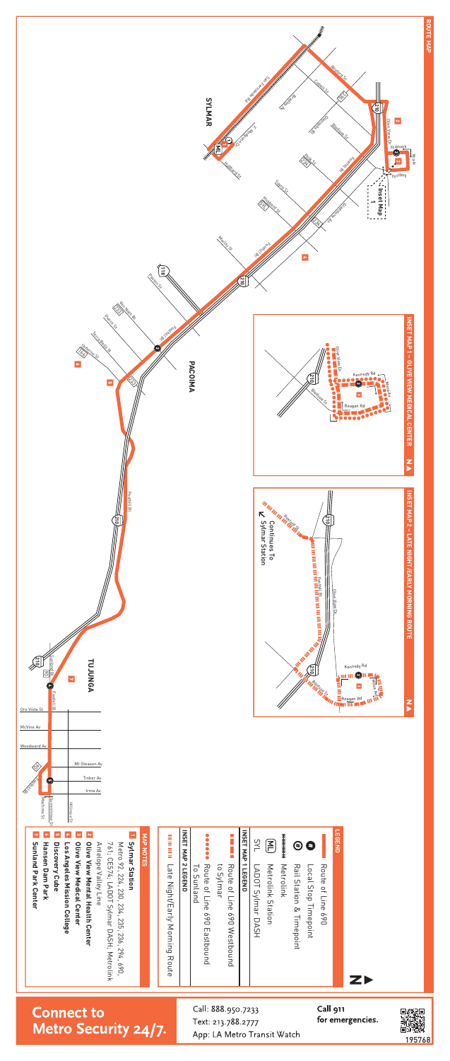# ROUTE MAP

## LEGEND

Route of Line 690

Local Stop Timepoint

Rail Station & Timepoint

Metrolink

ML Metrolink Station

SYL LADOT Sylmar DASH

### INSET MAP 1 LEGEND

Route of Line 690 Westbound to Sylmar

Route of Line 690 Eastbound To Sunland

### INSET MAP 2 LEGEND

Late Night/Early Morning Route

## MAP NOTES

1. **Sylmar Station** Metro 92, 224, 230, 234, 235, 236, 294, 690, 761; CE574; LADOT Sylmar DASH; Metrolink Antelope Valley Line
2. **Olive View Mental Health Center**
3. **Olive View Medical Center**
4. **Los Angeles Mission College**
5. **Discovery Cube**
6. **Hansen Dam Park**
7. **Sunland Park Center**

INSET MAP 1 – OLIVE VIEW MEDICAL CENTER

INSET MAP 2 – LATE NIGHT/EARLY MORNING ROUTE

Continues To Sylmar Station

SYLMAR

PACOIMA

TUJUNGA

Call 911 for emergencies.

Call: 888.950.7233
Text: 213.788.2777
App: LA Metro Transit Watch

**Connect to Metro Security 24/7.**

195768